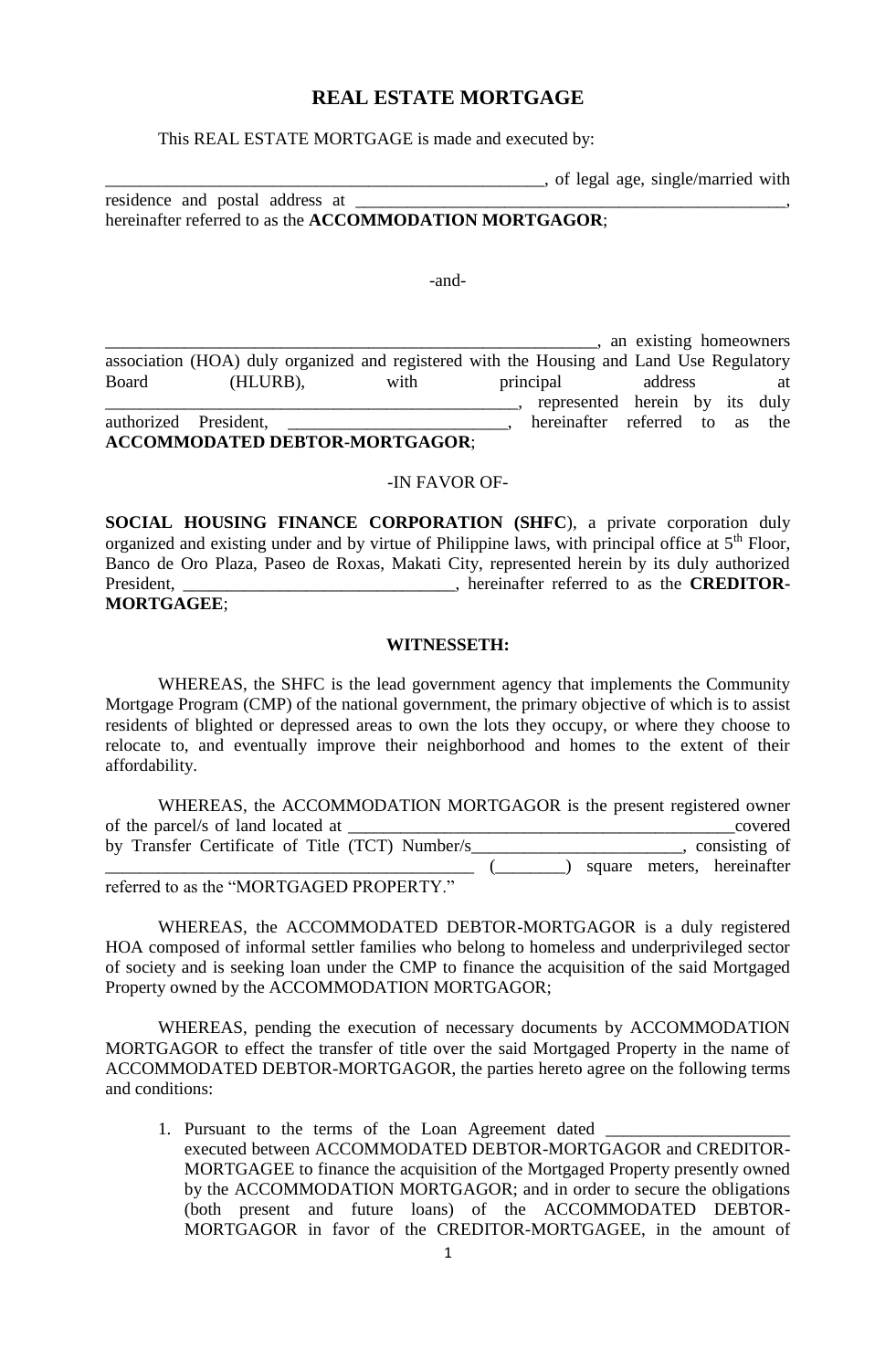# REAL ESTATE MORTGAGE

This REAL ESTATE MORTGAGE is made and executed by:

____________________________________________________, of legal age, single/married with residence and postal address at _________________________________________________, hereinafter referred to as the **ACCOMMODATION MORTGAGOR**;

-and-

_________________________________________________________, an existing homeowners association (HOA) duly organized and registered with the Housing and Land Use Regulatory Board (HLURB), with principal address at _________________________________________________, represented herein by its duly authorized President, __________________________, hereinafter referred to as the **ACCOMMODATED DEBTOR-MORTGAGOR**;

-IN FAVOR OF-

**SOCIAL HOUSING FINANCE CORPORATION (SHFC**), a private corporation duly organized and existing under and by virtue of Philippine laws, with principal office at 5th Floor, Banco de Oro Plaza, Paseo de Roxas, Makati City, represented herein by its duly authorized President, _______________________________, hereinafter referred to as the **CREDITOR-MORTGAGEE**;

**WITNESSETH:**

WHEREAS, the SHFC is the lead government agency that implements the Community Mortgage Program (CMP) of the national government, the primary objective of which is to assist residents of blighted or depressed areas to own the lots they occupy, or where they choose to relocate to, and eventually improve their neighborhood and homes to the extent of their affordability.

WHEREAS, the ACCOMMODATION MORTGAGOR is the present registered owner of the parcel/s of land located at _____________________________________________covered by Transfer Certificate of Title (TCT) Number/s________________________, consisting of ____________________________________________ (________) square meters, hereinafter referred to as the "MORTGAGED PROPERTY."

WHEREAS, the ACCOMMODATED DEBTOR-MORTGAGOR is a duly registered HOA composed of informal settler families who belong to homeless and underprivileged sector of society and is seeking loan under the CMP to finance the acquisition of the said Mortgaged Property owned by the ACCOMMODATION MORTGAGOR;

WHEREAS, pending the execution of necessary documents by ACCOMMODATION MORTGAGOR to effect the transfer of title over the said Mortgaged Property in the name of ACCOMMODATED DEBTOR-MORTGAGOR, the parties hereto agree on the following terms and conditions:

1. Pursuant to the terms of the Loan Agreement dated ____________________ executed between ACCOMMODATED DEBTOR-MORTGAGOR and CREDITOR-MORTGAGEE to finance the acquisition of the Mortgaged Property presently owned by the ACCOMMODATION MORTGAGOR; and in order to secure the obligations (both present and future loans) of the ACCOMMODATED DEBTOR-MORTGAGOR in favor of the CREDITOR-MORTGAGEE, in the amount of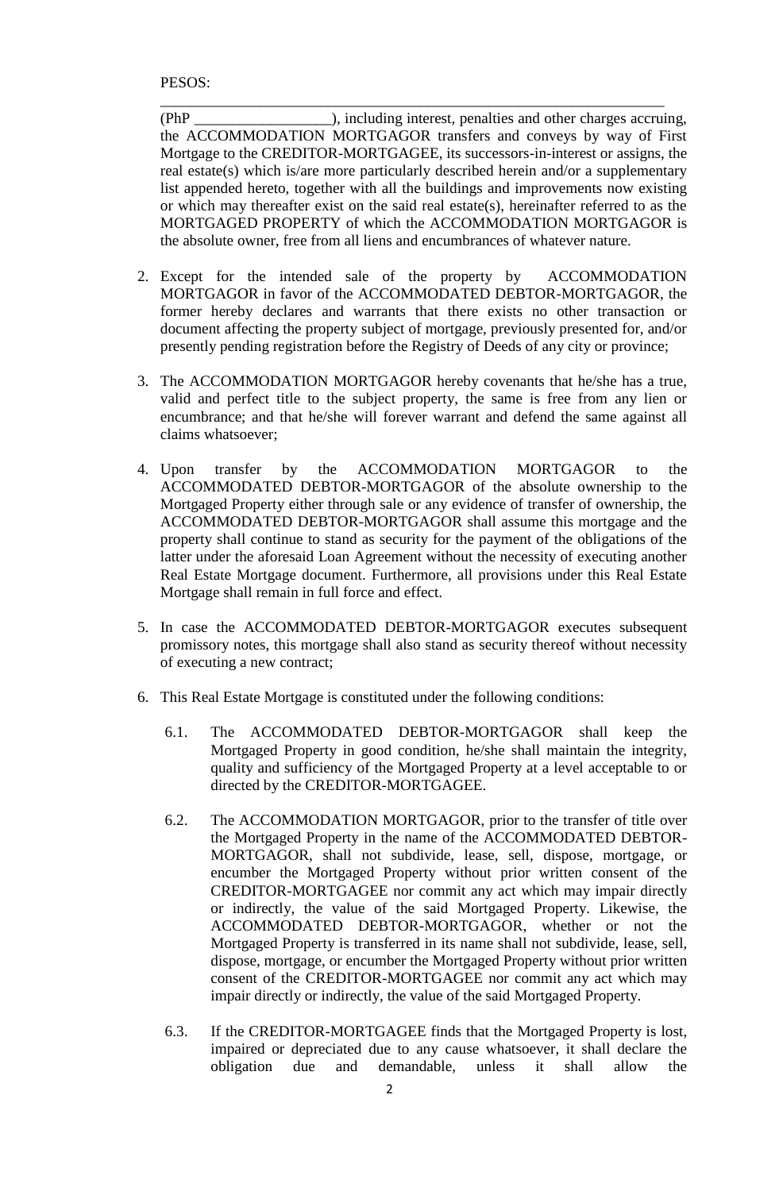PESOS: ______________________________________________________________________

(PhP __________________), including interest, penalties and other charges accruing, the ACCOMMODATION MORTGAGOR transfers and conveys by way of First Mortgage to the CREDITOR-MORTGAGEE, its successors-in-interest or assigns, the real estate(s) which is/are more particularly described herein and/or a supplementary list appended hereto, together with all the buildings and improvements now existing or which may thereafter exist on the said real estate(s), hereinafter referred to as the MORTGAGED PROPERTY of which the ACCOMMODATION MORTGAGOR is the absolute owner, free from all liens and encumbrances of whatever nature.

2. Except for the intended sale of the property by ACCOMMODATION MORTGAGOR in favor of the ACCOMMODATED DEBTOR-MORTGAGOR, the former hereby declares and warrants that there exists no other transaction or document affecting the property subject of mortgage, previously presented for, and/or presently pending registration before the Registry of Deeds of any city or province;

3. The ACCOMMODATION MORTGAGOR hereby covenants that he/she has a true, valid and perfect title to the subject property, the same is free from any lien or encumbrance; and that he/she will forever warrant and defend the same against all claims whatsoever;

4. Upon transfer by the ACCOMMODATION MORTGAGOR to the ACCOMMODATED DEBTOR-MORTGAGOR of the absolute ownership to the Mortgaged Property either through sale or any evidence of transfer of ownership, the ACCOMMODATED DEBTOR-MORTGAGOR shall assume this mortgage and the property shall continue to stand as security for the payment of the obligations of the latter under the aforesaid Loan Agreement without the necessity of executing another Real Estate Mortgage document. Furthermore, all provisions under this Real Estate Mortgage shall remain in full force and effect.

5. In case the ACCOMMODATED DEBTOR-MORTGAGOR executes subsequent promissory notes, this mortgage shall also stand as security thereof without necessity of executing a new contract;

6. This Real Estate Mortgage is constituted under the following conditions:

   6.1. The ACCOMMODATED DEBTOR-MORTGAGOR shall keep the Mortgaged Property in good condition, he/she shall maintain the integrity, quality and sufficiency of the Mortgaged Property at a level acceptable to or directed by the CREDITOR-MORTGAGEE.

   6.2. The ACCOMMODATION MORTGAGOR, prior to the transfer of title over the Mortgaged Property in the name of the ACCOMMODATED DEBTOR-MORTGAGOR, shall not subdivide, lease, sell, dispose, mortgage, or encumber the Mortgaged Property without prior written consent of the CREDITOR-MORTGAGEE nor commit any act which may impair directly or indirectly, the value of the said Mortgaged Property. Likewise, the ACCOMMODATED DEBTOR-MORTGAGOR, whether or not the Mortgaged Property is transferred in its name shall not subdivide, lease, sell, dispose, mortgage, or encumber the Mortgaged Property without prior written consent of the CREDITOR-MORTGAGEE nor commit any act which may impair directly or indirectly, the value of the said Mortgaged Property.

   6.3. If the CREDITOR-MORTGAGEE finds that the Mortgaged Property is lost, impaired or depreciated due to any cause whatsoever, it shall declare the obligation due and demandable, unless it shall allow the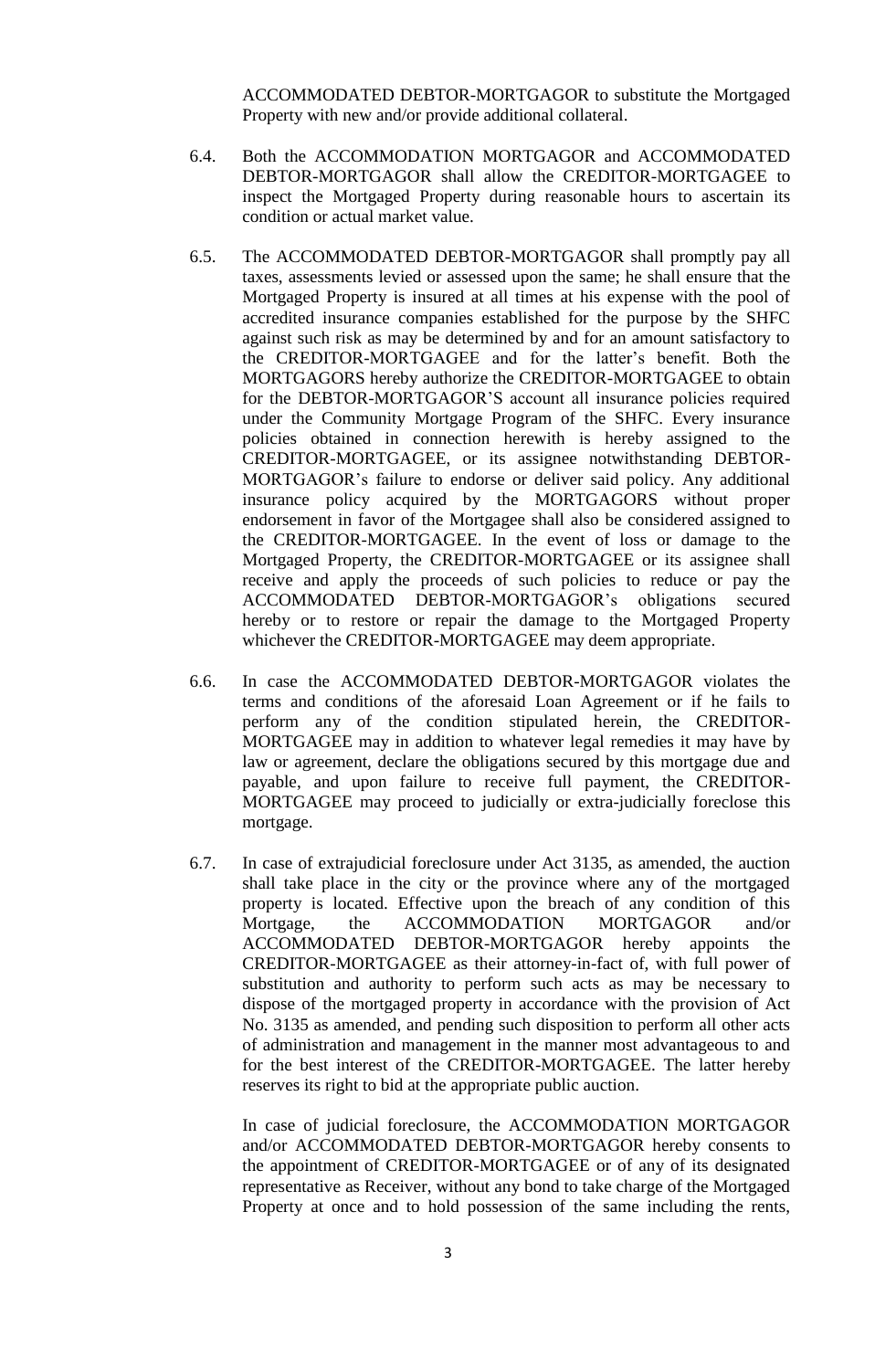ACCOMMODATED DEBTOR-MORTGAGOR to substitute the Mortgaged Property with new and/or provide additional collateral.

6.4. Both the ACCOMMODATION MORTGAGOR and ACCOMMODATED DEBTOR-MORTGAGOR shall allow the CREDITOR-MORTGAGEE to inspect the Mortgaged Property during reasonable hours to ascertain its condition or actual market value.

6.5. The ACCOMMODATED DEBTOR-MORTGAGOR shall promptly pay all taxes, assessments levied or assessed upon the same; he shall ensure that the Mortgaged Property is insured at all times at his expense with the pool of accredited insurance companies established for the purpose by the SHFC against such risk as may be determined by and for an amount satisfactory to the CREDITOR-MORTGAGEE and for the latter's benefit. Both the MORTGAGORS hereby authorize the CREDITOR-MORTGAGEE to obtain for the DEBTOR-MORTGAGOR'S account all insurance policies required under the Community Mortgage Program of the SHFC. Every insurance policies obtained in connection herewith is hereby assigned to the CREDITOR-MORTGAGEE, or its assignee notwithstanding DEBTOR-MORTGAGOR's failure to endorse or deliver said policy. Any additional insurance policy acquired by the MORTGAGORS without proper endorsement in favor of the Mortgagee shall also be considered assigned to the CREDITOR-MORTGAGEE. In the event of loss or damage to the Mortgaged Property, the CREDITOR-MORTGAGEE or its assignee shall receive and apply the proceeds of such policies to reduce or pay the ACCOMMODATED DEBTOR-MORTGAGOR's obligations secured hereby or to restore or repair the damage to the Mortgaged Property whichever the CREDITOR-MORTGAGEE may deem appropriate.

6.6. In case the ACCOMMODATED DEBTOR-MORTGAGOR violates the terms and conditions of the aforesaid Loan Agreement or if he fails to perform any of the condition stipulated herein, the CREDITOR-MORTGAGEE may in addition to whatever legal remedies it may have by law or agreement, declare the obligations secured by this mortgage due and payable, and upon failure to receive full payment, the CREDITOR-MORTGAGEE may proceed to judicially or extra-judicially foreclose this mortgage.

6.7. In case of extrajudicial foreclosure under Act 3135, as amended, the auction shall take place in the city or the province where any of the mortgaged property is located. Effective upon the breach of any condition of this Mortgage, the ACCOMMODATION MORTGAGOR and/or ACCOMMODATED DEBTOR-MORTGAGOR hereby appoints the CREDITOR-MORTGAGEE as their attorney-in-fact of, with full power of substitution and authority to perform such acts as may be necessary to dispose of the mortgaged property in accordance with the provision of Act No. 3135 as amended, and pending such disposition to perform all other acts of administration and management in the manner most advantageous to and for the best interest of the CREDITOR-MORTGAGEE. The latter hereby reserves its right to bid at the appropriate public auction.

In case of judicial foreclosure, the ACCOMMODATION MORTGAGOR and/or ACCOMMODATED DEBTOR-MORTGAGOR hereby consents to the appointment of CREDITOR-MORTGAGEE or of any of its designated representative as Receiver, without any bond to take charge of the Mortgaged Property at once and to hold possession of the same including the rents,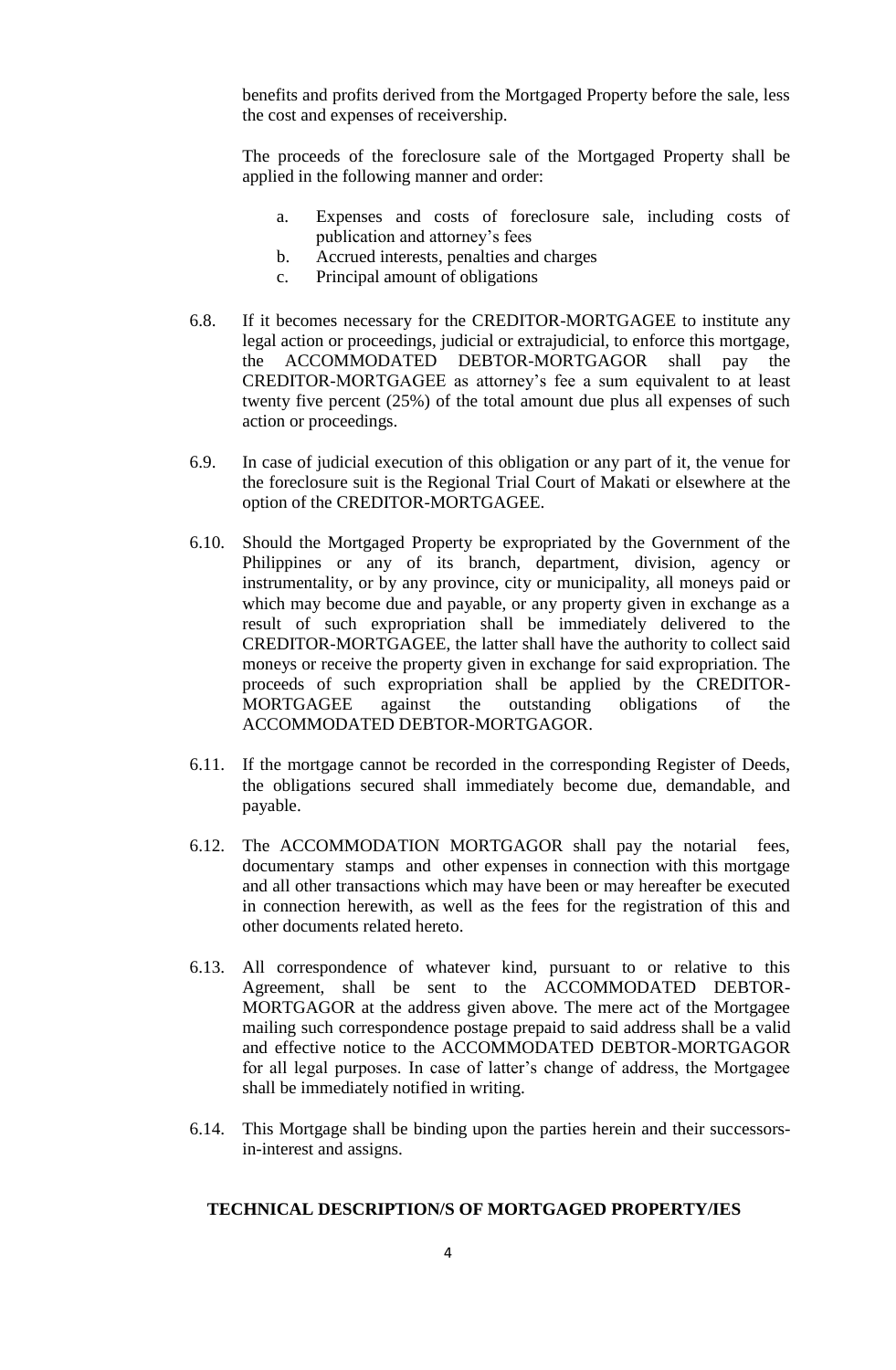benefits and profits derived from the Mortgaged Property before the sale, less the cost and expenses of receivership.

The proceeds of the foreclosure sale of the Mortgaged Property shall be applied in the following manner and order:

a. Expenses and costs of foreclosure sale, including costs of publication and attorney's fees
b. Accrued interests, penalties and charges
c. Principal amount of obligations

6.8. If it becomes necessary for the CREDITOR-MORTGAGEE to institute any legal action or proceedings, judicial or extrajudicial, to enforce this mortgage, the ACCOMMODATED DEBTOR-MORTGAGOR shall pay the CREDITOR-MORTGAGEE as attorney's fee a sum equivalent to at least twenty five percent (25%) of the total amount due plus all expenses of such action or proceedings.

6.9. In case of judicial execution of this obligation or any part of it, the venue for the foreclosure suit is the Regional Trial Court of Makati or elsewhere at the option of the CREDITOR-MORTGAGEE.

6.10. Should the Mortgaged Property be expropriated by the Government of the Philippines or any of its branch, department, division, agency or instrumentality, or by any province, city or municipality, all moneys paid or which may become due and payable, or any property given in exchange as a result of such expropriation shall be immediately delivered to the CREDITOR-MORTGAGEE, the latter shall have the authority to collect said moneys or receive the property given in exchange for said expropriation. The proceeds of such expropriation shall be applied by the CREDITOR-MORTGAGEE against the outstanding obligations of the ACCOMMODATED DEBTOR-MORTGAGOR.

6.11. If the mortgage cannot be recorded in the corresponding Register of Deeds, the obligations secured shall immediately become due, demandable, and payable.

6.12. The ACCOMMODATION MORTGAGOR shall pay the notarial fees, documentary stamps and other expenses in connection with this mortgage and all other transactions which may have been or may hereafter be executed in connection herewith, as well as the fees for the registration of this and other documents related hereto.

6.13. All correspondence of whatever kind, pursuant to or relative to this Agreement, shall be sent to the ACCOMMODATED DEBTOR-MORTGAGOR at the address given above. The mere act of the Mortgagee mailing such correspondence postage prepaid to said address shall be a valid and effective notice to the ACCOMMODATED DEBTOR-MORTGAGOR for all legal purposes. In case of latter's change of address, the Mortgagee shall be immediately notified in writing.

6.14. This Mortgage shall be binding upon the parties herein and their successors-in-interest and assigns.

**TECHNICAL DESCRIPTION/S OF MORTGAGED PROPERTY/IES**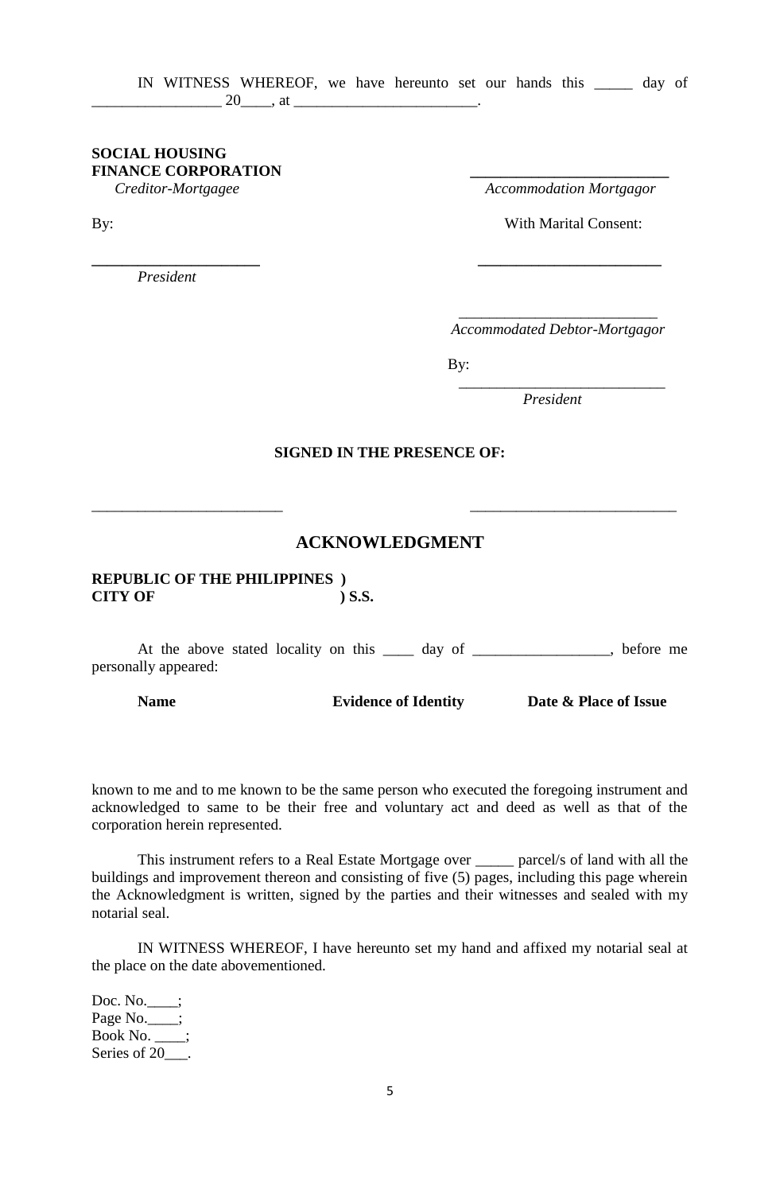IN WITNESS WHEREOF, we have hereunto set our hands this _____ day of _________________ 20____, at ________________________.

**SOCIAL HOUSING FINANCE CORPORATION**
*Creditor-Mortgagee*

By:

______________________
*President*

__________________________
*Accommodation Mortgagor*

With Marital Consent:

________________________

__________________________
*Accommodated Debtor-Mortgagor*

By:
___________________________
*President*

**SIGNED IN THE PRESENCE OF:**

_________________________          ___________________________

## ACKNOWLEDGMENT

**REPUBLIC OF THE PHILIPPINES )**
**CITY OF ) S.S.**

At the above stated locality on this ____ day of __________________, before me personally appeared:

| Name | Evidence of Identity | Date & Place of Issue |
| --- | --- | --- |
| | | |

known to me and to me known to be the same person who executed the foregoing instrument and acknowledged to same to be their free and voluntary act and deed as well as that of the corporation herein represented.

This instrument refers to a Real Estate Mortgage over _____ parcel/s of land with all the buildings and improvement thereon and consisting of five (5) pages, including this page wherein the Acknowledgment is written, signed by the parties and their witnesses and sealed with my notarial seal.

IN WITNESS WHEREOF, I have hereunto set my hand and affixed my notarial seal at the place on the date abovementioned.

Doc. No.____;
Page No.____;
Book No. ____;
Series of 20___.